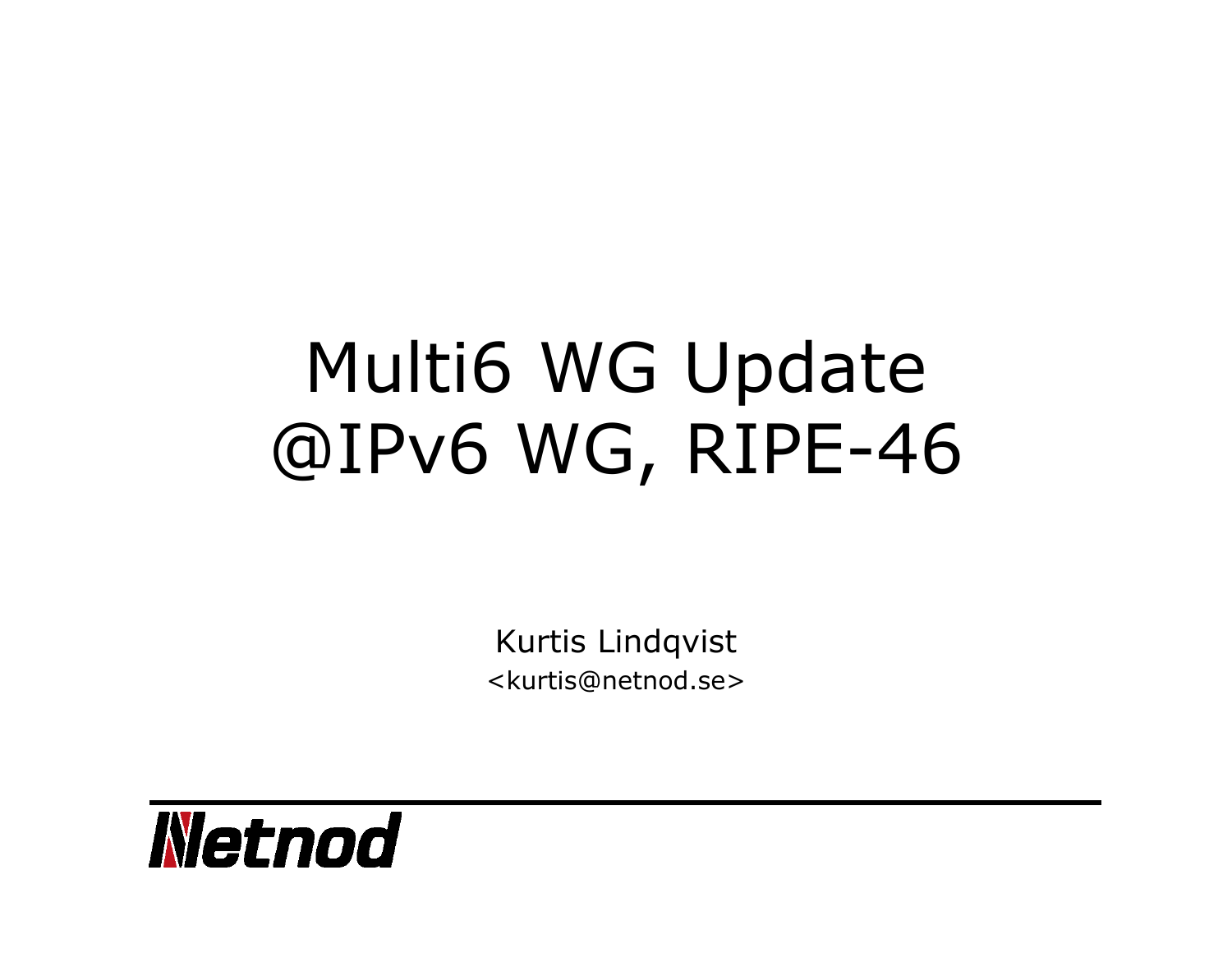# Multi6 WG Update @IPv6 WG, RIPE-46

Kurtis Lindqvist

<kurtis@netnod.se>

Netnod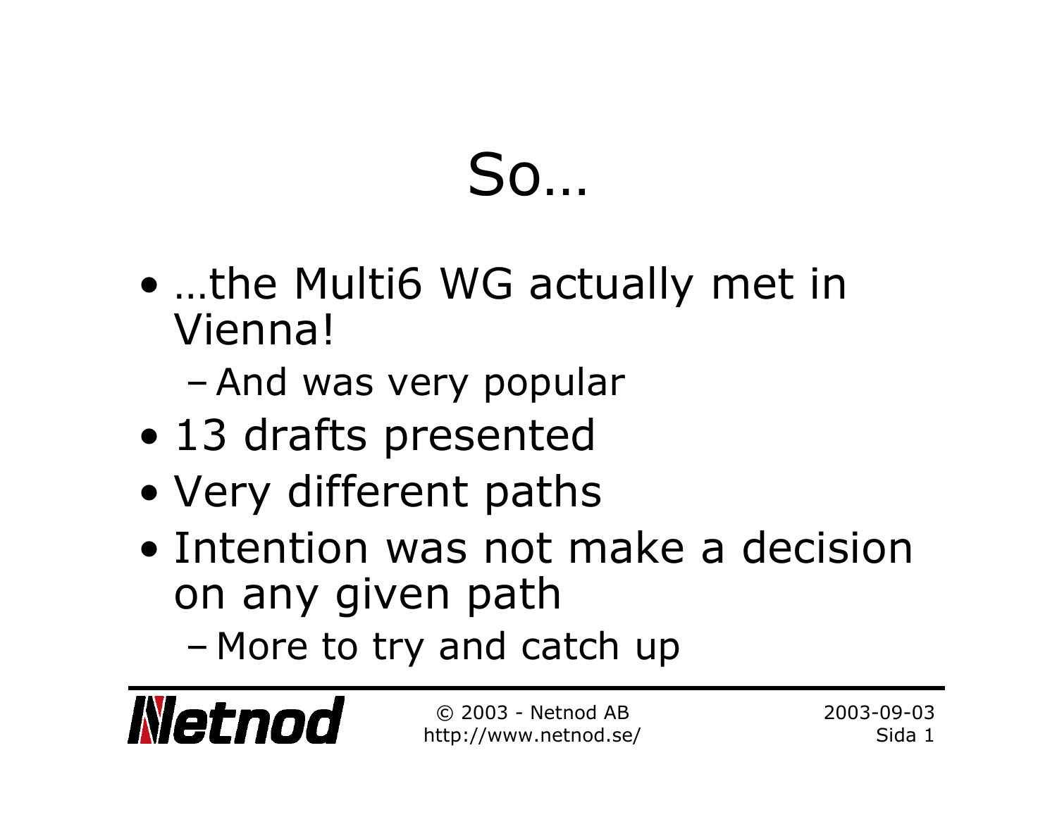# So…

- …the Multi6 WG actually met in Vienna!
  - And was very popular
- 13 drafts presented
- Very different paths
- Intention was not make a decision on any given path
  - More to try and catch up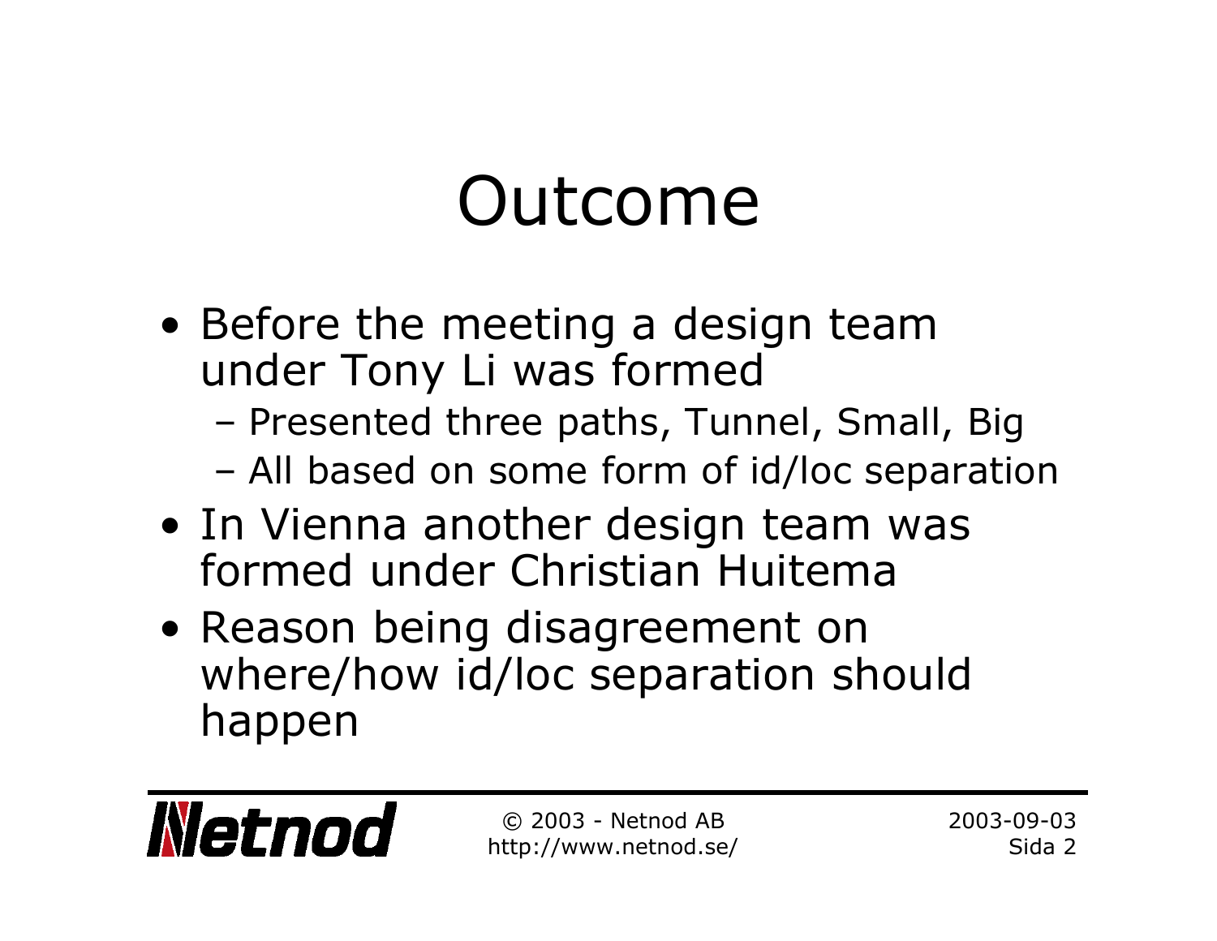# Outcome

- Before the meeting a design team under Tony Li was formed
  - Presented three paths, Tunnel, Small, Big
  - All based on some form of id/loc separation
- In Vienna another design team was formed under Christian Huitema
- Reason being disagreement on where/how id/loc separation should happen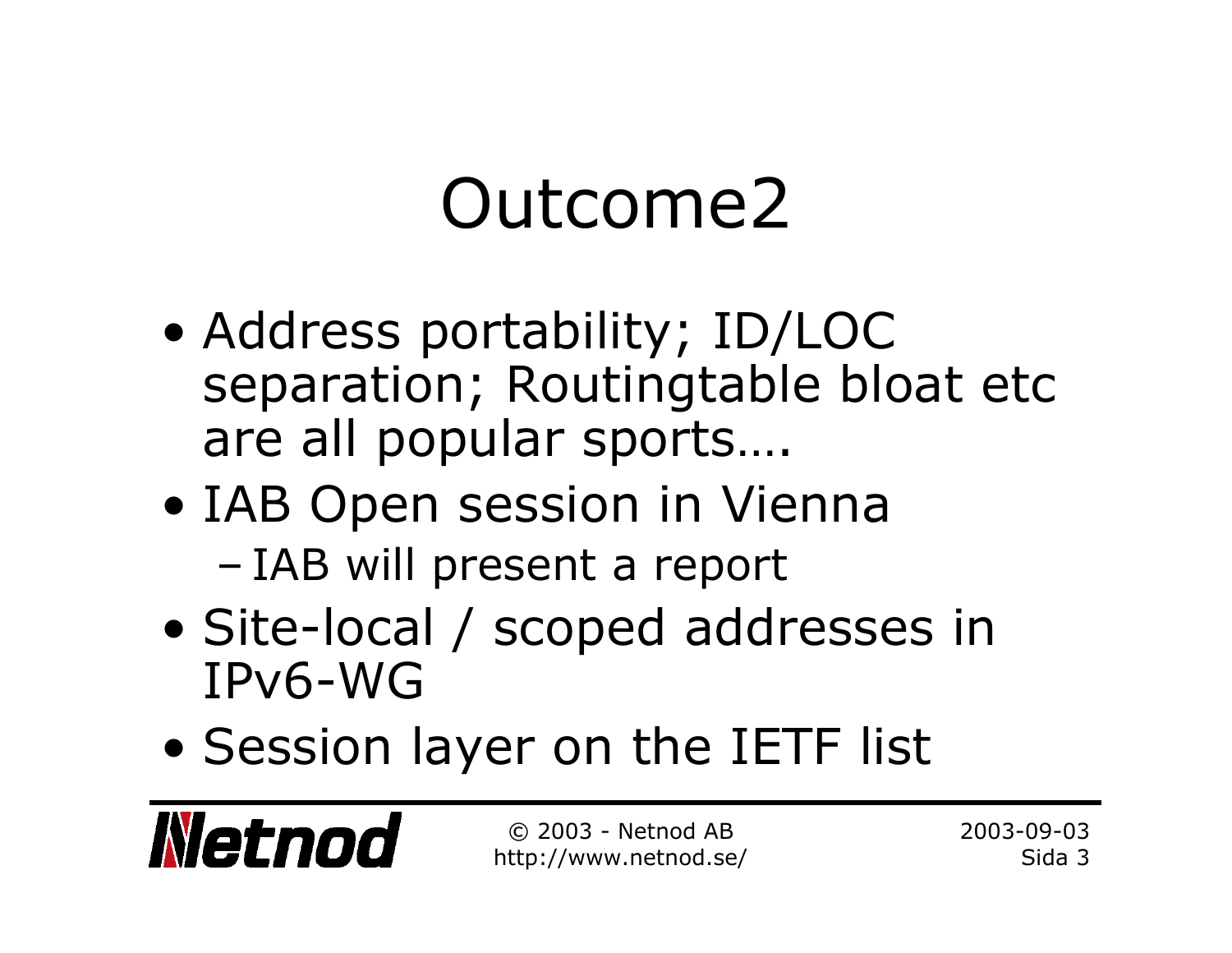# Outcome2

- Address portability; ID/LOC separation; Routingtable bloat etc are all popular sports….
- IAB Open session in Vienna
  - IAB will present a report
- Site-local / scoped addresses in IPv6-WG
- Session layer on the IETF list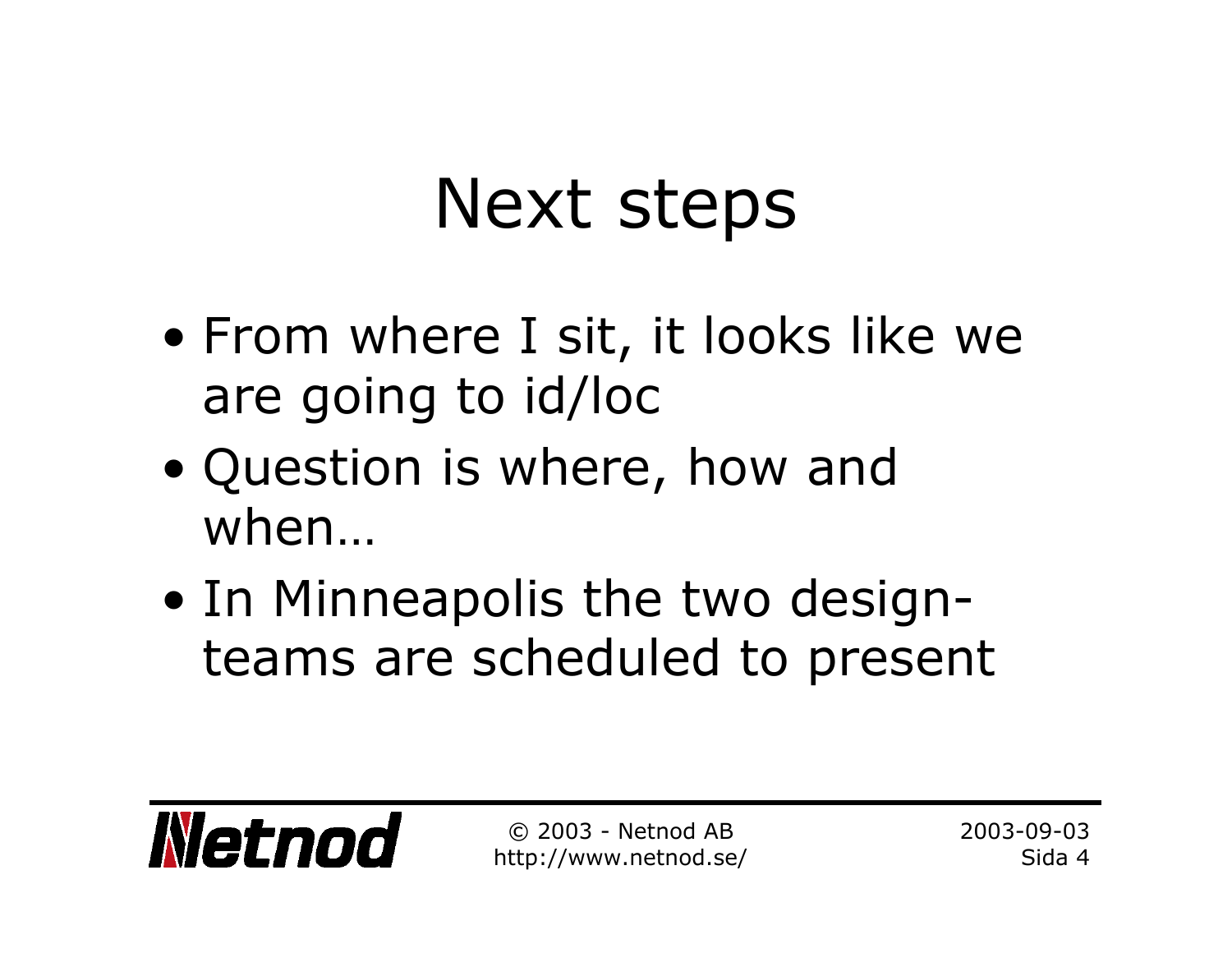# Next steps

- From where I sit, it looks like we are going to id/loc
- Question is where, how and when…
- In Minneapolis the two design-teams are scheduled to present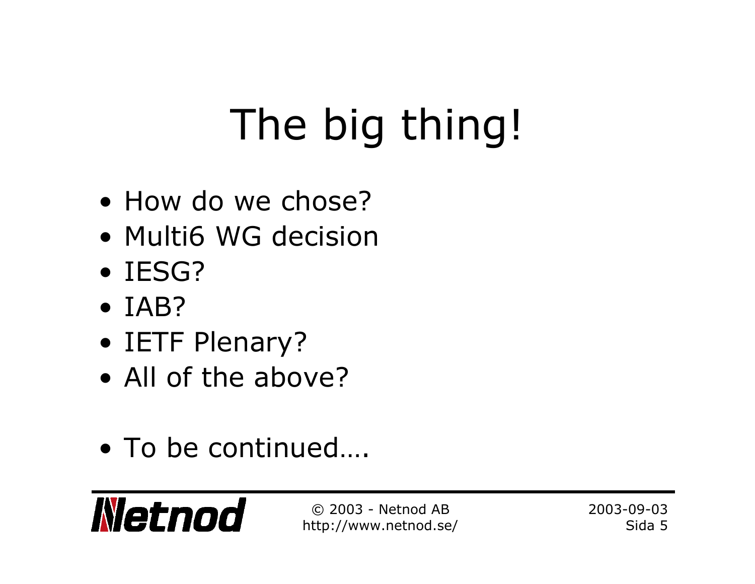# The big thing!

- How do we chose?
- Multi6 WG decision
- IESG?
- IAB?
- IETF Plenary?
- All of the above?

- To be continued….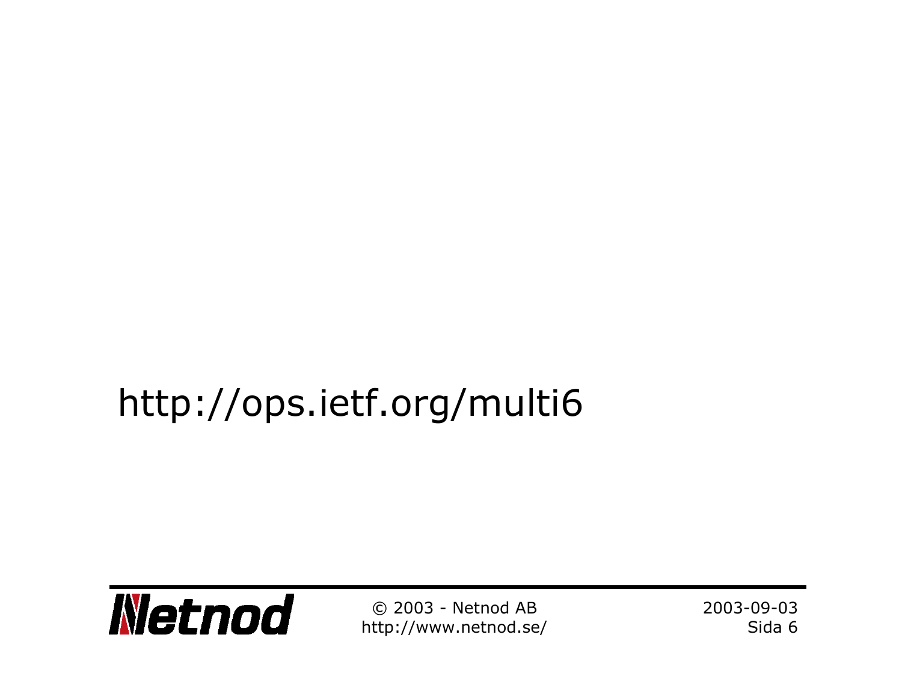http://ops.ietf.org/multi6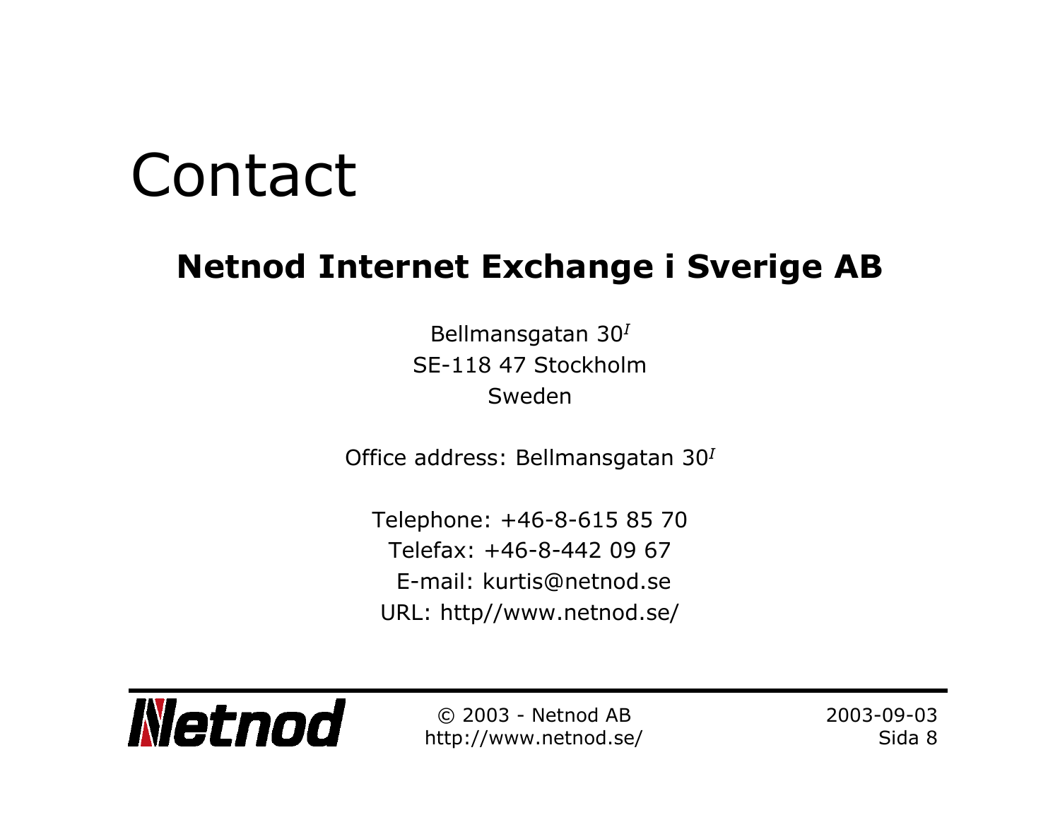# Contact

## Netnod Internet Exchange i Sverige AB

Bellmansgatan 30$^{I}$
SE-118 47 Stockholm
Sweden

Office address: Bellmansgatan 30$^{I}$

Telephone: +46-8-615 85 70
Telefax: +46-8-442 09 67
E-mail: kurtis@netnod.se
URL: http//www.netnod.se/